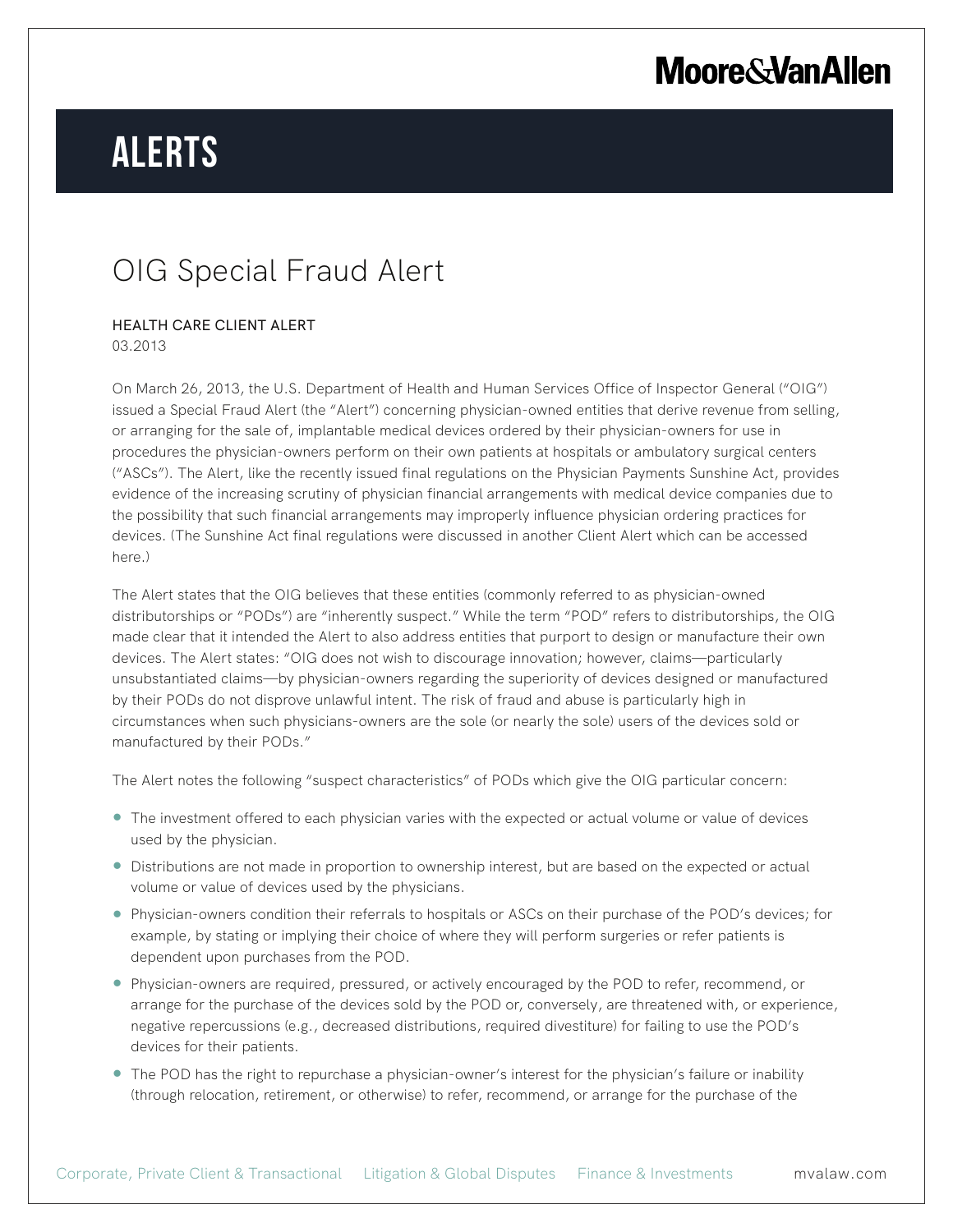# ALERTS

## OIG Special Fraud Alert

HEALTH CARE CLIENT ALERT
03.2013

On March 26, 2013, the U.S. Department of Health and Human Services Office of Inspector General ("OIG") issued a Special Fraud Alert (the "Alert") concerning physician-owned entities that derive revenue from selling, or arranging for the sale of, implantable medical devices ordered by their physician-owners for use in procedures the physician-owners perform on their own patients at hospitals or ambulatory surgical centers ("ASCs"). The Alert, like the recently issued final regulations on the Physician Payments Sunshine Act, provides evidence of the increasing scrutiny of physician financial arrangements with medical device companies due to the possibility that such financial arrangements may improperly influence physician ordering practices for devices. (The Sunshine Act final regulations were discussed in another Client Alert which can be accessed here.)

The Alert states that the OIG believes that these entities (commonly referred to as physician-owned distributorships or "PODs") are "inherently suspect." While the term "POD" refers to distributorships, the OIG made clear that it intended the Alert to also address entities that purport to design or manufacture their own devices. The Alert states: "OIG does not wish to discourage innovation; however, claims—particularly unsubstantiated claims—by physician-owners regarding the superiority of devices designed or manufactured by their PODs do not disprove unlawful intent. The risk of fraud and abuse is particularly high in circumstances when such physicians-owners are the sole (or nearly the sole) users of the devices sold or manufactured by their PODs."

The Alert notes the following "suspect characteristics" of PODs which give the OIG particular concern:

- The investment offered to each physician varies with the expected or actual volume or value of devices used by the physician.
- Distributions are not made in proportion to ownership interest, but are based on the expected or actual volume or value of devices used by the physicians.
- Physician-owners condition their referrals to hospitals or ASCs on their purchase of the POD's devices; for example, by stating or implying their choice of where they will perform surgeries or refer patients is dependent upon purchases from the POD.
- Physician-owners are required, pressured, or actively encouraged by the POD to refer, recommend, or arrange for the purchase of the devices sold by the POD or, conversely, are threatened with, or experience, negative repercussions (e.g., decreased distributions, required divestiture) for failing to use the POD's devices for their patients.
- The POD has the right to repurchase a physician-owner's interest for the physician's failure or inability (through relocation, retirement, or otherwise) to refer, recommend, or arrange for the purchase of the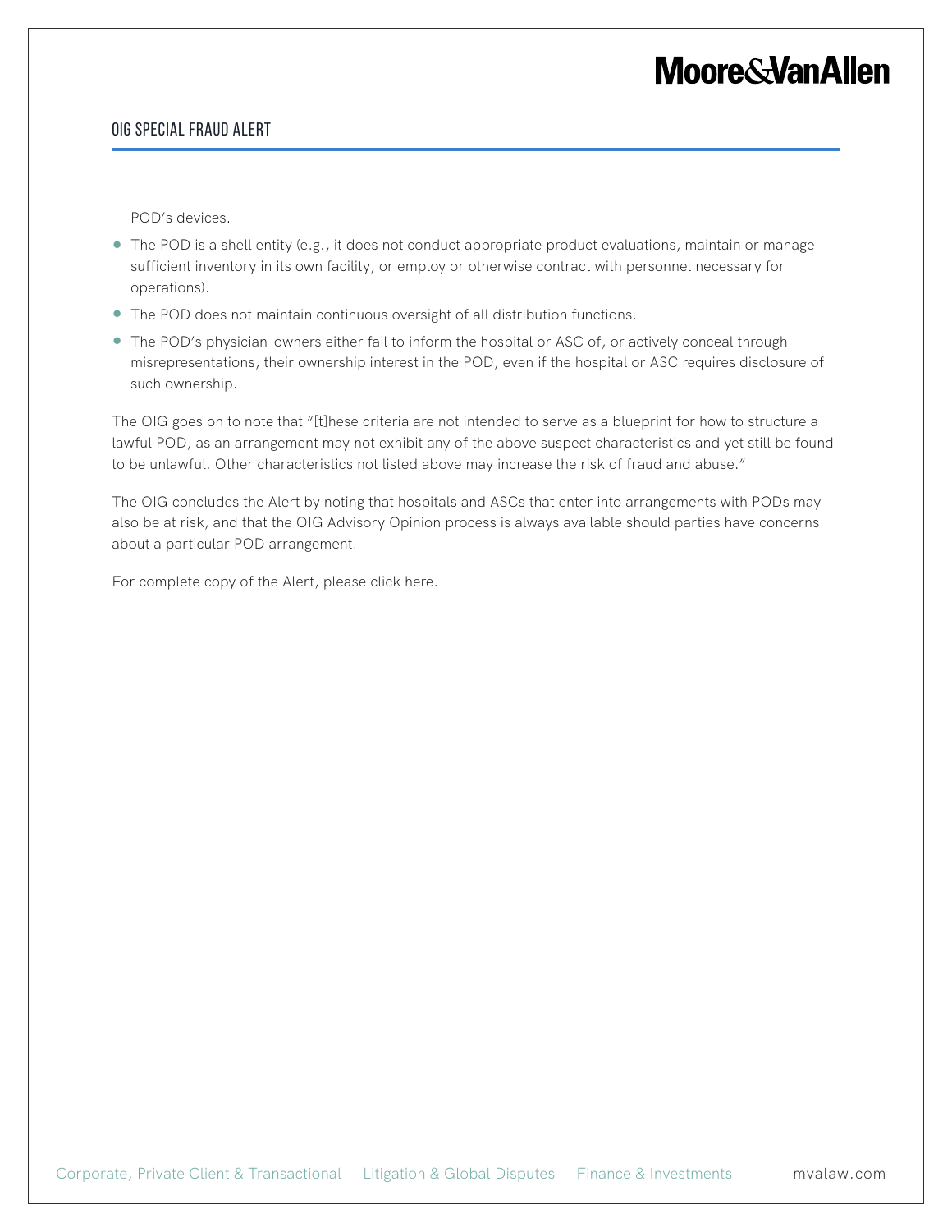POD's devices.

- The POD is a shell entity (e.g., it does not conduct appropriate product evaluations, maintain or manage sufficient inventory in its own facility, or employ or otherwise contract with personnel necessary for operations).
- The POD does not maintain continuous oversight of all distribution functions.
- The POD's physician-owners either fail to inform the hospital or ASC of, or actively conceal through misrepresentations, their ownership interest in the POD, even if the hospital or ASC requires disclosure of such ownership.

The OIG goes on to note that "[t]hese criteria are not intended to serve as a blueprint for how to structure a lawful POD, as an arrangement may not exhibit any of the above suspect characteristics and yet still be found to be unlawful. Other characteristics not listed above may increase the risk of fraud and abuse."

The OIG concludes the Alert by noting that hospitals and ASCs that enter into arrangements with PODs may also be at risk, and that the OIG Advisory Opinion process is always available should parties have concerns about a particular POD arrangement.

For complete copy of the Alert, please click here.